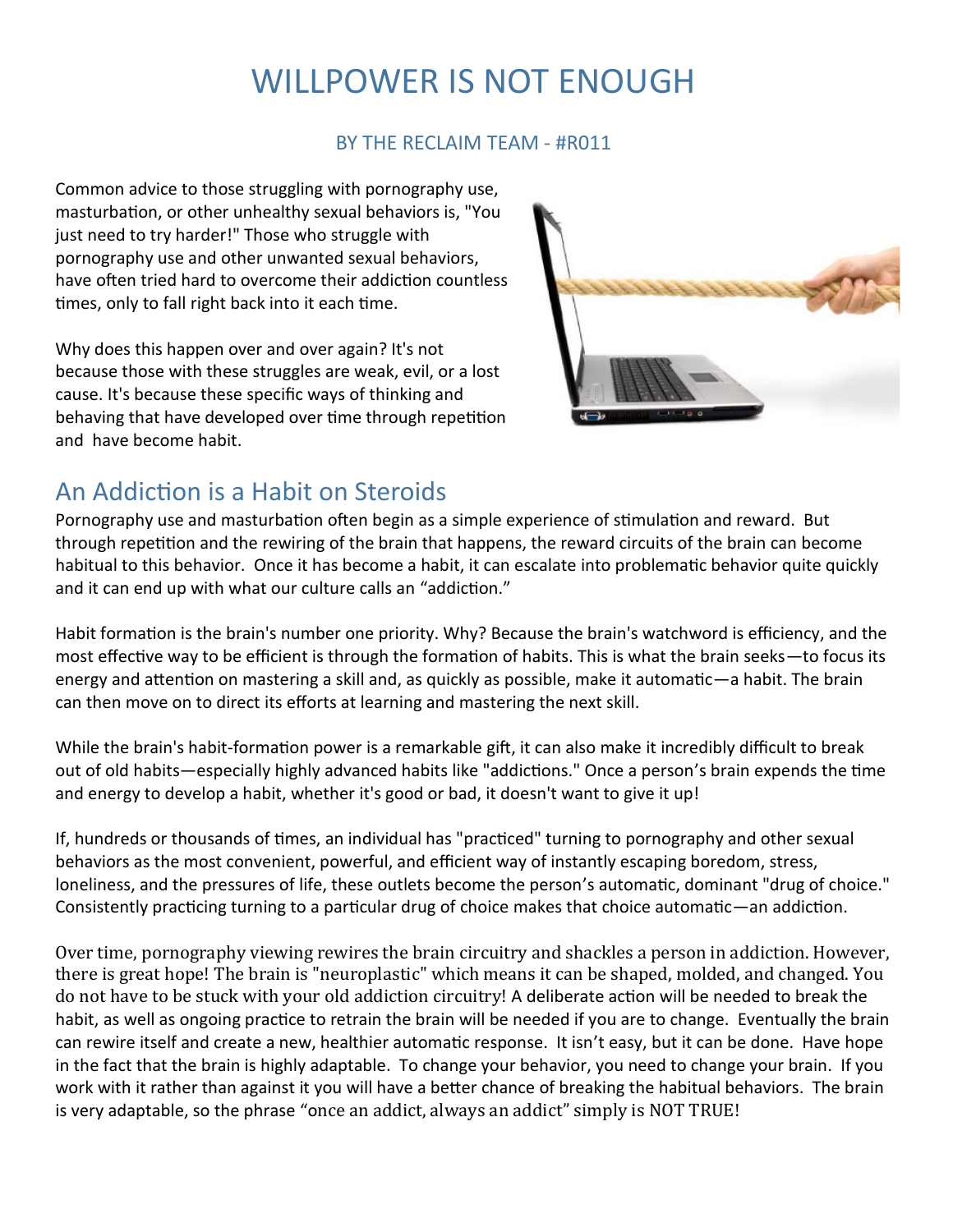# WILLPOWER IS NOT ENOUGH

BY THE RECLAIM TEAM - #R011

Common advice to those struggling with pornography use, masturbation, or other unhealthy sexual behaviors is, "You just need to try harder!" Those who struggle with pornography use and other unwanted sexual behaviors, have often tried hard to overcome their addiction countless times, only to fall right back into it each time.

Why does this happen over and over again? It's not because those with these struggles are weak, evil, or a lost cause. It's because these specific ways of thinking and behaving that have developed over time through repetition and have become habit.

## An Addiction is a Habit on Steroids

Pornography use and masturbation often begin as a simple experience of stimulation and reward. But through repetition and the rewiring of the brain that happens, the reward circuits of the brain can become habitual to this behavior. Once it has become a habit, it can escalate into problematic behavior quite quickly and it can end up with what our culture calls an "addiction."

Habit formation is the brain's number one priority. Why? Because the brain's watchword is efficiency, and the most effective way to be efficient is through the formation of habits. This is what the brain seeks—to focus its energy and attention on mastering a skill and, as quickly as possible, make it automatic—a habit. The brain can then move on to direct its efforts at learning and mastering the next skill.

While the brain's habit-formation power is a remarkable gift, it can also make it incredibly difficult to break out of old habits—especially highly advanced habits like "addictions." Once a person's brain expends the time and energy to develop a habit, whether it's good or bad, it doesn't want to give it up!

If, hundreds or thousands of times, an individual has "practiced" turning to pornography and other sexual behaviors as the most convenient, powerful, and efficient way of instantly escaping boredom, stress, loneliness, and the pressures of life, these outlets become the person's automatic, dominant "drug of choice." Consistently practicing turning to a particular drug of choice makes that choice automatic—an addiction.

Over time, pornography viewing rewires the brain circuitry and shackles a person in addiction. However, there is great hope! The brain is "neuroplastic" which means it can be shaped, molded, and changed. You do not have to be stuck with your old addiction circuitry! A deliberate action will be needed to break the habit, as well as ongoing practice to retrain the brain will be needed if you are to change. Eventually the brain can rewire itself and create a new, healthier automatic response. It isn't easy, but it can be done. Have hope in the fact that the brain is highly adaptable. To change your behavior, you need to change your brain. If you work with it rather than against it you will have a better chance of breaking the habitual behaviors. The brain is very adaptable, so the phrase "once an addict, always an addict" simply is NOT TRUE!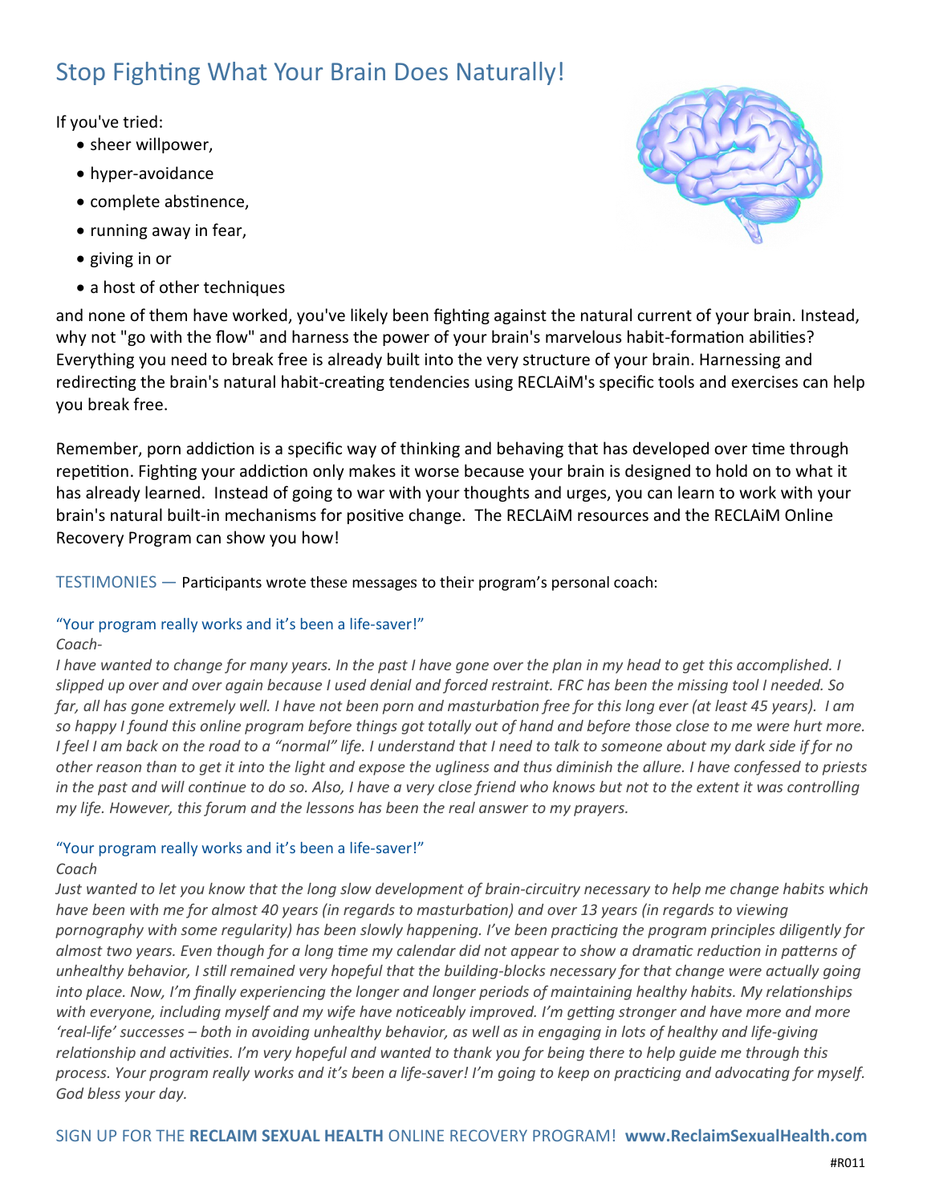# Stop Fighting What Your Brain Does Naturally!

If you've tried:

- sheer willpower,
- hyper-avoidance
- complete abstinence,
- running away in fear,
- giving in or
- a host of other techniques

and none of them have worked, you've likely been fighting against the natural current of your brain. Instead, why not "go with the flow" and harness the power of your brain's marvelous habit-formation abilities? Everything you need to break free is already built into the very structure of your brain. Harnessing and redirecting the brain's natural habit-creating tendencies using RECLAiM's specific tools and exercises can help you break free.

Remember, porn addiction is a specific way of thinking and behaving that has developed over time through repetition. Fighting your addiction only makes it worse because your brain is designed to hold on to what it has already learned. Instead of going to war with your thoughts and urges, you can learn to work with your brain's natural built-in mechanisms for positive change. The RECLAiM resources and the RECLAiM Online Recovery Program can show you how!

TESTIMONIES — Participants wrote these messages to their program's personal coach:

### "Your program really works and it's been a life-saver!"

*Coach-*

*I have wanted to change for many years. In the past I have gone over the plan in my head to get this accomplished. I slipped up over and over again because I used denial and forced restraint. FRC has been the missing tool I needed. So far, all has gone extremely well. I have not been porn and masturbation free for this long ever (at least 45 years). I am so happy I found this online program before things got totally out of hand and before those close to me were hurt more. I feel I am back on the road to a "normal" life. I understand that I need to talk to someone about my dark side if for no other reason than to get it into the light and expose the ugliness and thus diminish the allure. I have confessed to priests in the past and will continue to do so. Also, I have a very close friend who knows but not to the extent it was controlling my life. However, this forum and the lessons has been the real answer to my prayers.*

### "Your program really works and it's been a life-saver!"

*Coach*

*Just wanted to let you know that the long slow development of brain-circuitry necessary to help me change habits which have been with me for almost 40 years (in regards to masturbation) and over 13 years (in regards to viewing pornography with some regularity) has been slowly happening. I've been practicing the program principles diligently for almost two years. Even though for a long time my calendar did not appear to show a dramatic reduction in patterns of unhealthy behavior, I still remained very hopeful that the building-blocks necessary for that change were actually going into place. Now, I'm finally experiencing the longer and longer periods of maintaining healthy habits. My relationships with everyone, including myself and my wife have noticeably improved. I'm getting stronger and have more and more 'real-life' successes – both in avoiding unhealthy behavior, as well as in engaging in lots of healthy and life-giving relationship and activities. I'm very hopeful and wanted to thank you for being there to help guide me through this process. Your program really works and it's been a life-saver! I'm going to keep on practicing and advocating for myself. God bless your day.*

SIGN UP FOR THE **RECLAIM SEXUAL HEALTH** ONLINE RECOVERY PROGRAM! **www.ReclaimSexualHealth.com**

#R011